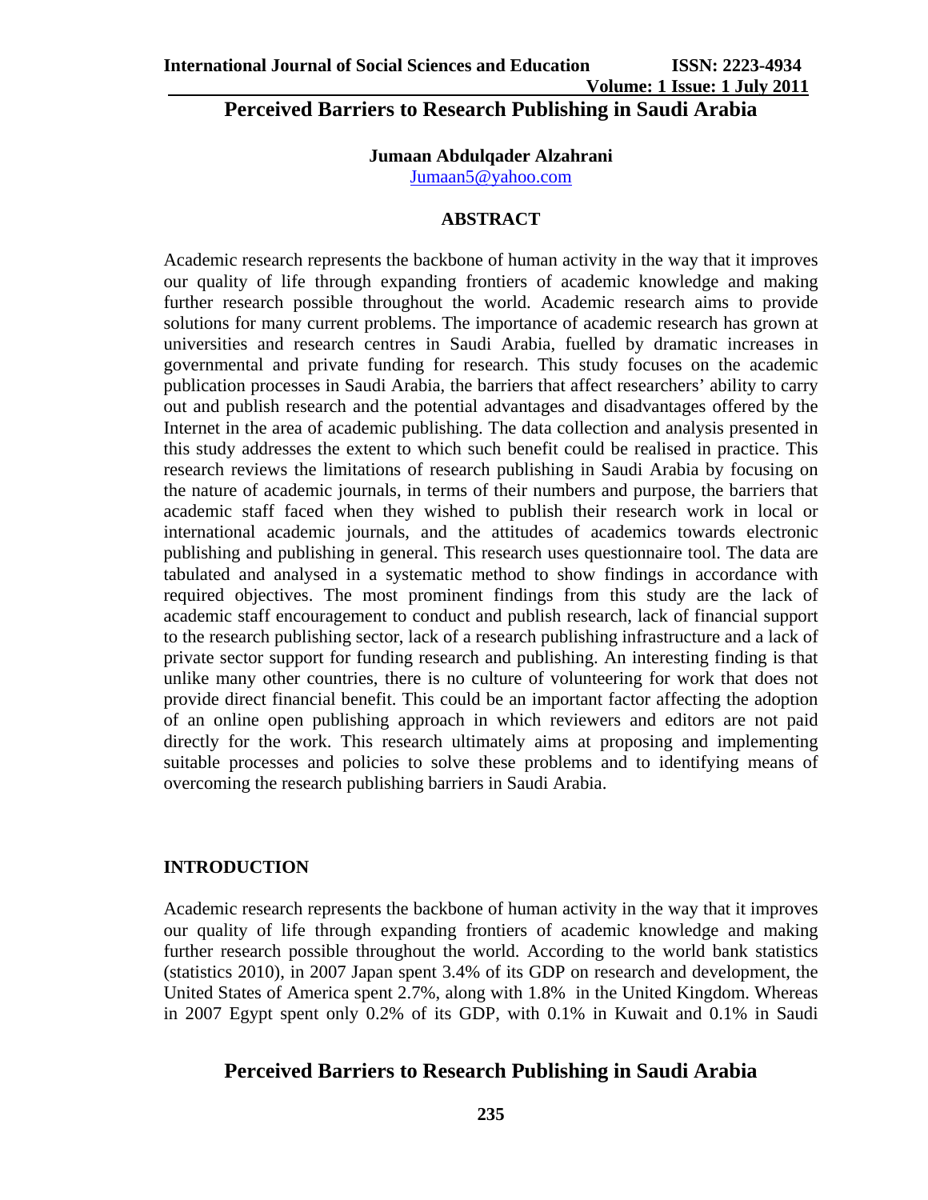# Perceived Barriers to Research Publishing in Saudi Arabia

**Jumaan Abdulqader Alzahrani**

Jumaan5@yahoo.com

## ABSTRACT

Academic research represents the backbone of human activity in the way that it improves our quality of life through expanding frontiers of academic knowledge and making further research possible throughout the world. Academic research aims to provide solutions for many current problems. The importance of academic research has grown at universities and research centres in Saudi Arabia, fuelled by dramatic increases in governmental and private funding for research. This study focuses on the academic publication processes in Saudi Arabia, the barriers that affect researchers' ability to carry out and publish research and the potential advantages and disadvantages offered by the Internet in the area of academic publishing. The data collection and analysis presented in this study addresses the extent to which such benefit could be realised in practice. This research reviews the limitations of research publishing in Saudi Arabia by focusing on the nature of academic journals, in terms of their numbers and purpose, the barriers that academic staff faced when they wished to publish their research work in local or international academic journals, and the attitudes of academics towards electronic publishing and publishing in general. This research uses questionnaire tool. The data are tabulated and analysed in a systematic method to show findings in accordance with required objectives. The most prominent findings from this study are the lack of academic staff encouragement to conduct and publish research, lack of financial support to the research publishing sector, lack of a research publishing infrastructure and a lack of private sector support for funding research and publishing. An interesting finding is that unlike many other countries, there is no culture of volunteering for work that does not provide direct financial benefit. This could be an important factor affecting the adoption of an online open publishing approach in which reviewers and editors are not paid directly for the work. This research ultimately aims at proposing and implementing suitable processes and policies to solve these problems and to identifying means of overcoming the research publishing barriers in Saudi Arabia.

## INTRODUCTION

Academic research represents the backbone of human activity in the way that it improves our quality of life through expanding frontiers of academic knowledge and making further research possible throughout the world. According to the world bank statistics (statistics 2010), in 2007 Japan spent 3.4% of its GDP on research and development, the United States of America spent 2.7%, along with 1.8% in the United Kingdom. Whereas in 2007 Egypt spent only 0.2% of its GDP, with 0.1% in Kuwait and 0.1% in Saudi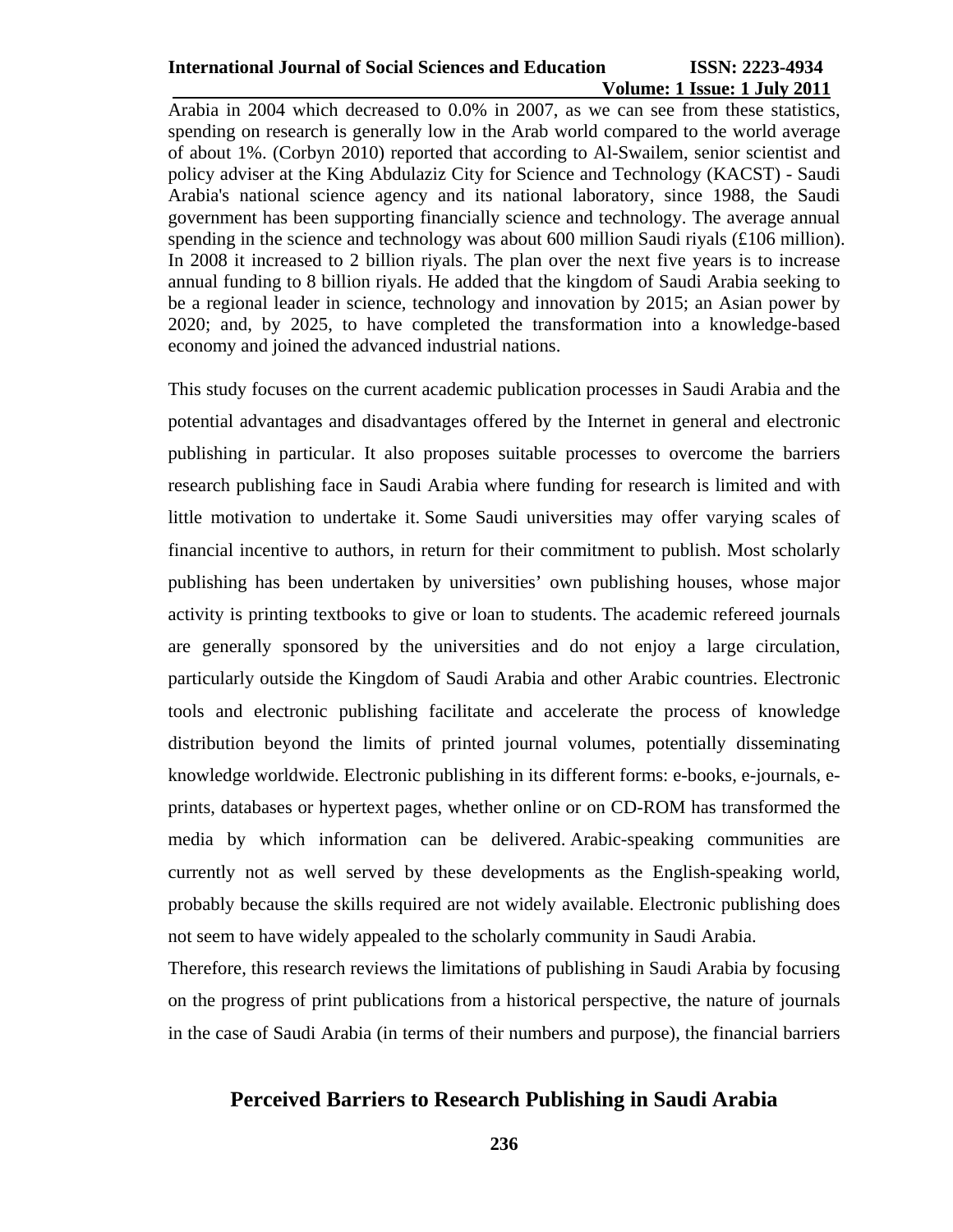Arabia in 2004 which decreased to 0.0% in 2007, as we can see from these statistics, spending on research is generally low in the Arab world compared to the world average of about 1%. (Corbyn 2010) reported that according to Al-Swailem, senior scientist and policy adviser at the King Abdulaziz City for Science and Technology (KACST) - Saudi Arabia's national science agency and its national laboratory, since 1988, the Saudi government has been supporting financially science and technology. The average annual spending in the science and technology was about 600 million Saudi riyals (£106 million). In 2008 it increased to 2 billion riyals. The plan over the next five years is to increase annual funding to 8 billion riyals. He added that the kingdom of Saudi Arabia seeking to be a regional leader in science, technology and innovation by 2015; an Asian power by 2020; and, by 2025, to have completed the transformation into a knowledge-based economy and joined the advanced industrial nations.

This study focuses on the current academic publication processes in Saudi Arabia and the potential advantages and disadvantages offered by the Internet in general and electronic publishing in particular. It also proposes suitable processes to overcome the barriers research publishing face in Saudi Arabia where funding for research is limited and with little motivation to undertake it. Some Saudi universities may offer varying scales of financial incentive to authors, in return for their commitment to publish. Most scholarly publishing has been undertaken by universities' own publishing houses, whose major activity is printing textbooks to give or loan to students. The academic refereed journals are generally sponsored by the universities and do not enjoy a large circulation, particularly outside the Kingdom of Saudi Arabia and other Arabic countries. Electronic tools and electronic publishing facilitate and accelerate the process of knowledge distribution beyond the limits of printed journal volumes, potentially disseminating knowledge worldwide. Electronic publishing in its different forms: e-books, e-journals, e-prints, databases or hypertext pages, whether online or on CD-ROM has transformed the media by which information can be delivered. Arabic-speaking communities are currently not as well served by these developments as the English-speaking world, probably because the skills required are not widely available. Electronic publishing does not seem to have widely appealed to the scholarly community in Saudi Arabia.

Therefore, this research reviews the limitations of publishing in Saudi Arabia by focusing on the progress of print publications from a historical perspective, the nature of journals in the case of Saudi Arabia (in terms of their numbers and purpose), the financial barriers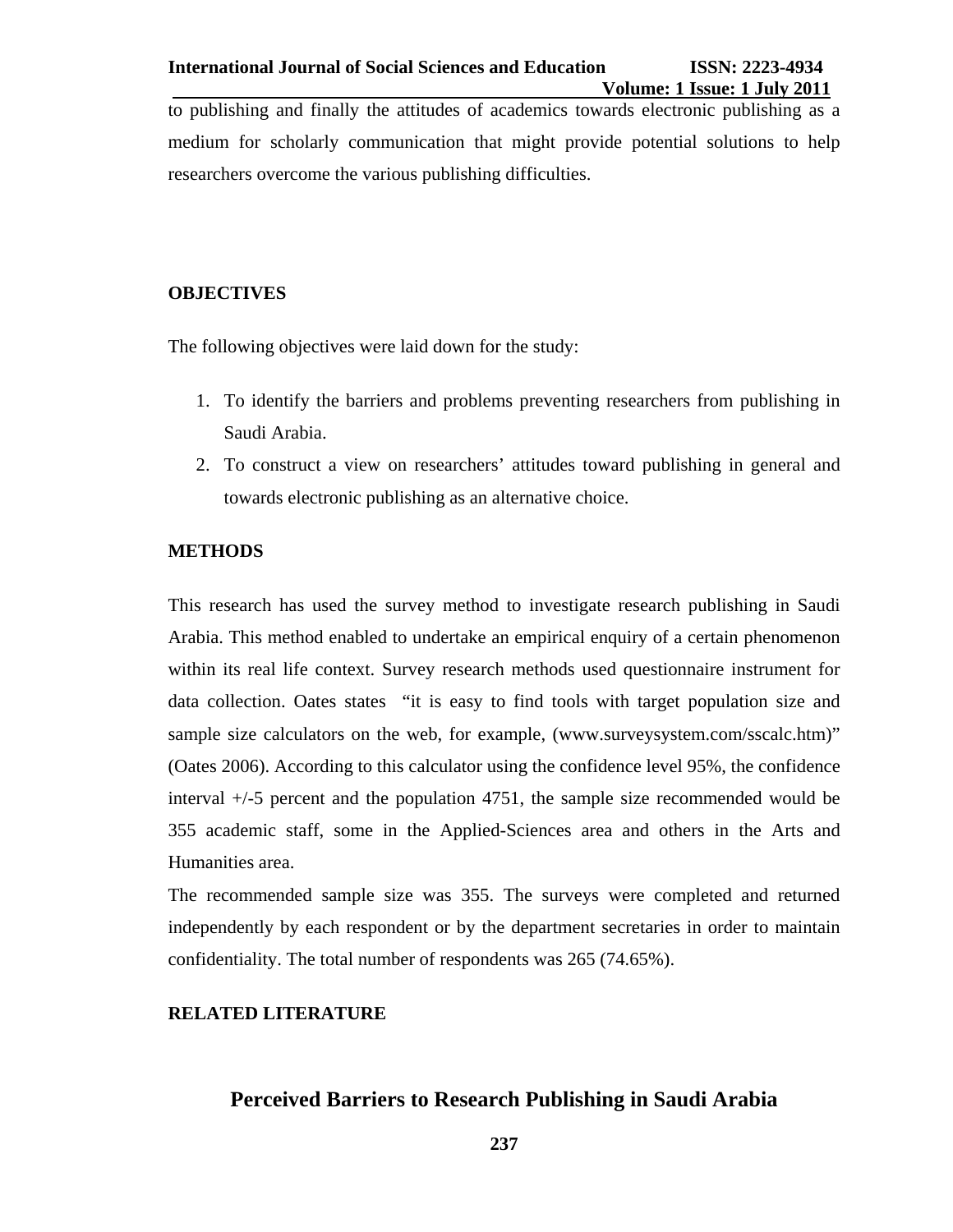to publishing and finally the attitudes of academics towards electronic publishing as a medium for scholarly communication that might provide potential solutions to help researchers overcome the various publishing difficulties.

## OBJECTIVES

The following objectives were laid down for the study:

1. To identify the barriers and problems preventing researchers from publishing in Saudi Arabia.
2. To construct a view on researchers' attitudes toward publishing in general and towards electronic publishing as an alternative choice.

## METHODS

This research has used the survey method to investigate research publishing in Saudi Arabia. This method enabled to undertake an empirical enquiry of a certain phenomenon within its real life context. Survey research methods used questionnaire instrument for data collection. Oates states "it is easy to find tools with target population size and sample size calculators on the web, for example, (www.surveysystem.com/sscalc.htm)" (Oates 2006). According to this calculator using the confidence level 95%, the confidence interval +/-5 percent and the population 4751, the sample size recommended would be 355 academic staff, some in the Applied-Sciences area and others in the Arts and Humanities area.

The recommended sample size was 355. The surveys were completed and returned independently by each respondent or by the department secretaries in order to maintain confidentiality. The total number of respondents was 265 (74.65%).

## RELATED LITERATURE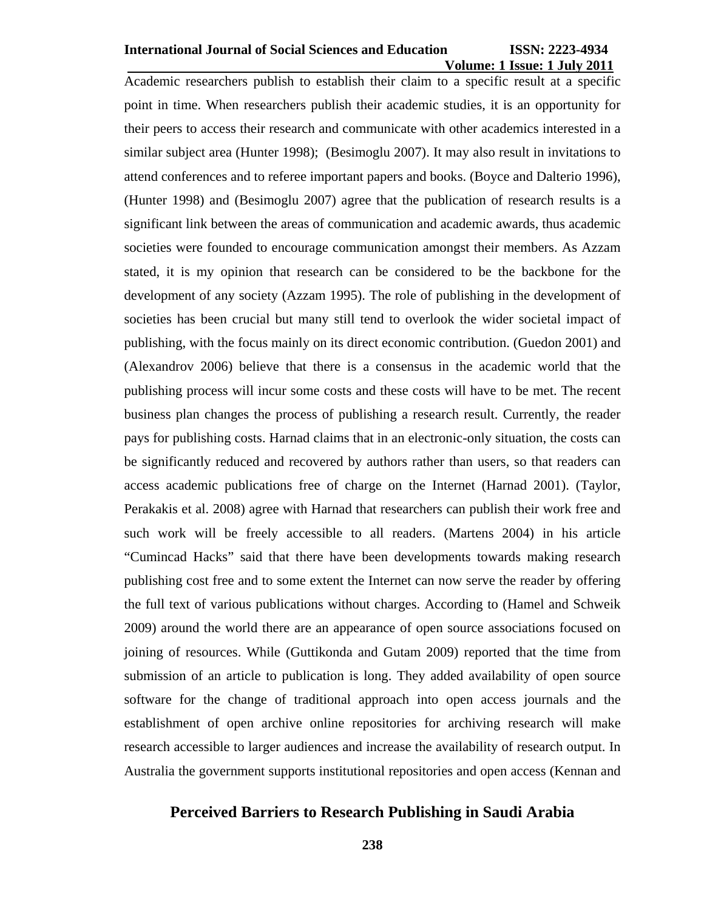Academic researchers publish to establish their claim to a specific result at a specific point in time. When researchers publish their academic studies, it is an opportunity for their peers to access their research and communicate with other academics interested in a similar subject area (Hunter 1998); (Besimoglu 2007). It may also result in invitations to attend conferences and to referee important papers and books. (Boyce and Dalterio 1996), (Hunter 1998) and (Besimoglu 2007) agree that the publication of research results is a significant link between the areas of communication and academic awards, thus academic societies were founded to encourage communication amongst their members. As Azzam stated, it is my opinion that research can be considered to be the backbone for the development of any society (Azzam 1995). The role of publishing in the development of societies has been crucial but many still tend to overlook the wider societal impact of publishing, with the focus mainly on its direct economic contribution. (Guedon 2001) and (Alexandrov 2006) believe that there is a consensus in the academic world that the publishing process will incur some costs and these costs will have to be met. The recent business plan changes the process of publishing a research result. Currently, the reader pays for publishing costs. Harnad claims that in an electronic-only situation, the costs can be significantly reduced and recovered by authors rather than users, so that readers can access academic publications free of charge on the Internet (Harnad 2001). (Taylor, Perakakis et al. 2008) agree with Harnad that researchers can publish their work free and such work will be freely accessible to all readers. (Martens 2004) in his article "Cumincad Hacks" said that there have been developments towards making research publishing cost free and to some extent the Internet can now serve the reader by offering the full text of various publications without charges. According to (Hamel and Schweik 2009) around the world there are an appearance of open source associations focused on joining of resources. While (Guttikonda and Gutam 2009) reported that the time from submission of an article to publication is long. They added availability of open source software for the change of traditional approach into open access journals and the establishment of open archive online repositories for archiving research will make research accessible to larger audiences and increase the availability of research output. In Australia the government supports institutional repositories and open access (Kennan and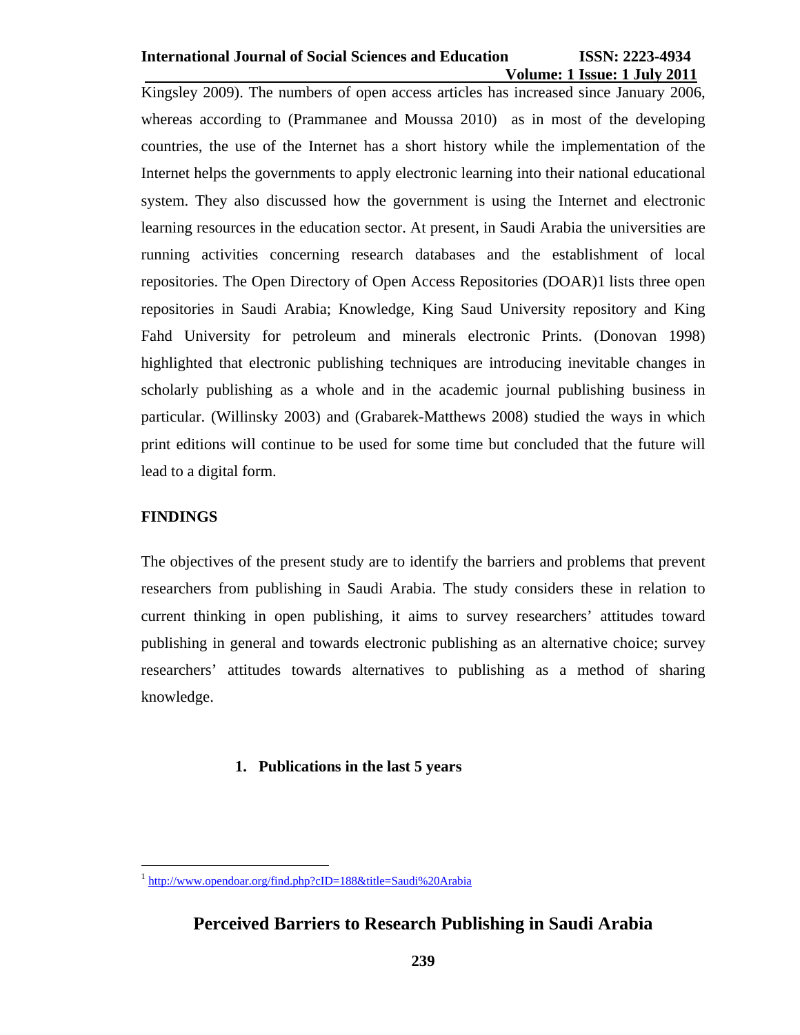Kingsley 2009). The numbers of open access articles has increased since January 2006, whereas according to (Prammanee and Moussa 2010) as in most of the developing countries, the use of the Internet has a short history while the implementation of the Internet helps the governments to apply electronic learning into their national educational system. They also discussed how the government is using the Internet and electronic learning resources in the education sector. At present, in Saudi Arabia the universities are running activities concerning research databases and the establishment of local repositories. The Open Directory of Open Access Repositories (DOAR)[1] lists three open repositories in Saudi Arabia; Knowledge, King Saud University repository and King Fahd University for petroleum and minerals electronic Prints. (Donovan 1998) highlighted that electronic publishing techniques are introducing inevitable changes in scholarly publishing as a whole and in the academic journal publishing business in particular. (Willinsky 2003) and (Grabarek-Matthews 2008) studied the ways in which print editions will continue to be used for some time but concluded that the future will lead to a digital form.

## FINDINGS

The objectives of the present study are to identify the barriers and problems that prevent researchers from publishing in Saudi Arabia. The study considers these in relation to current thinking in open publishing, it aims to survey researchers' attitudes toward publishing in general and towards electronic publishing as an alternative choice; survey researchers' attitudes towards alternatives to publishing as a method of sharing knowledge.

### 1. Publications in the last 5 years

[1] http://www.opendoar.org/find.php?cID=188&title=Saudi%20Arabia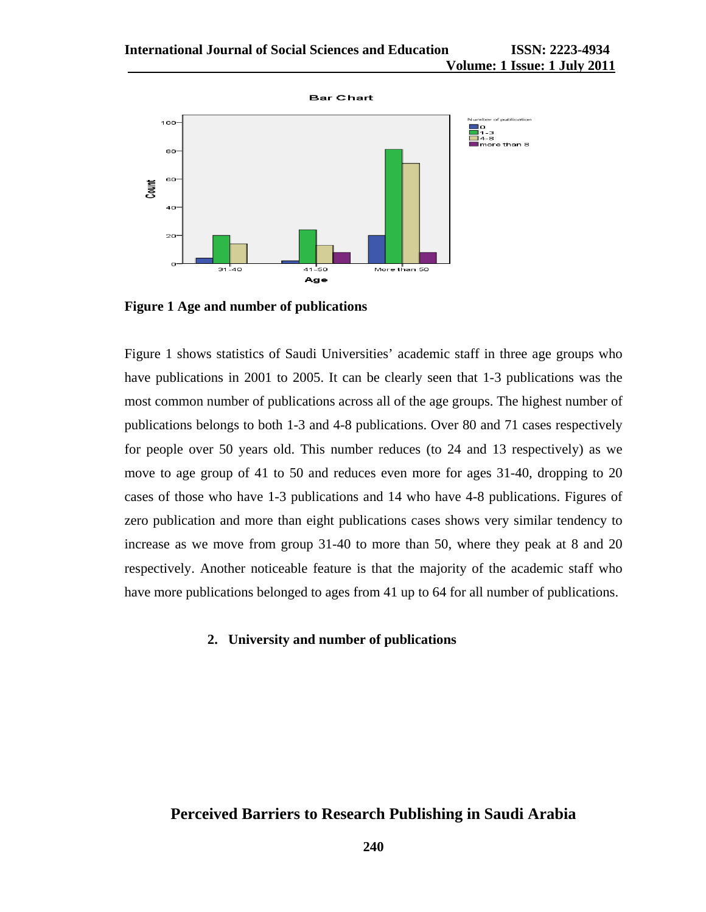**Figure 1 Age and number of publications**

Figure 1 shows statistics of Saudi Universities' academic staff in three age groups who have publications in 2001 to 2005. It can be clearly seen that 1-3 publications was the most common number of publications across all of the age groups. The highest number of publications belongs to both 1-3 and 4-8 publications. Over 80 and 71 cases respectively for people over 50 years old. This number reduces (to 24 and 13 respectively) as we move to age group of 41 to 50 and reduces even more for ages 31-40, dropping to 20 cases of those who have 1-3 publications and 14 who have 4-8 publications. Figures of zero publication and more than eight publications cases shows very similar tendency to increase as we move from group 31-40 to more than 50, where they peak at 8 and 20 respectively. Another noticeable feature is that the majority of the academic staff who have more publications belonged to ages from 41 up to 64 for all number of publications.

2. **University and number of publications**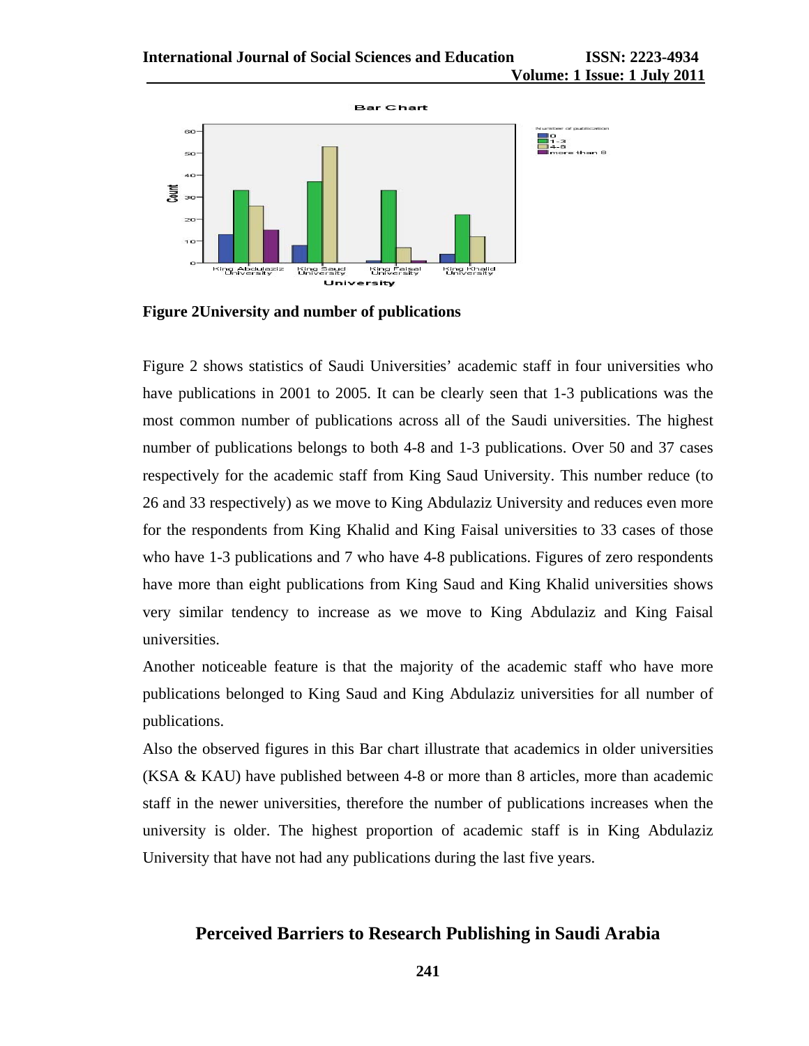**Figure 2University and number of publications**

Figure 2 shows statistics of Saudi Universities' academic staff in four universities who have publications in 2001 to 2005. It can be clearly seen that 1-3 publications was the most common number of publications across all of the Saudi universities. The highest number of publications belongs to both 4-8 and 1-3 publications. Over 50 and 37 cases respectively for the academic staff from King Saud University. This number reduce (to 26 and 33 respectively) as we move to King Abdulaziz University and reduces even more for the respondents from King Khalid and King Faisal universities to 33 cases of those who have 1-3 publications and 7 who have 4-8 publications. Figures of zero respondents have more than eight publications from King Saud and King Khalid universities shows very similar tendency to increase as we move to King Abdulaziz and King Faisal universities.

Another noticeable feature is that the majority of the academic staff who have more publications belonged to King Saud and King Abdulaziz universities for all number of publications.

Also the observed figures in this Bar chart illustrate that academics in older universities (KSA & KAU) have published between 4-8 or more than 8 articles, more than academic staff in the newer universities, therefore the number of publications increases when the university is older. The highest proportion of academic staff is in King Abdulaziz University that have not had any publications during the last five years.

## Perceived Barriers to Research Publishing in Saudi Arabia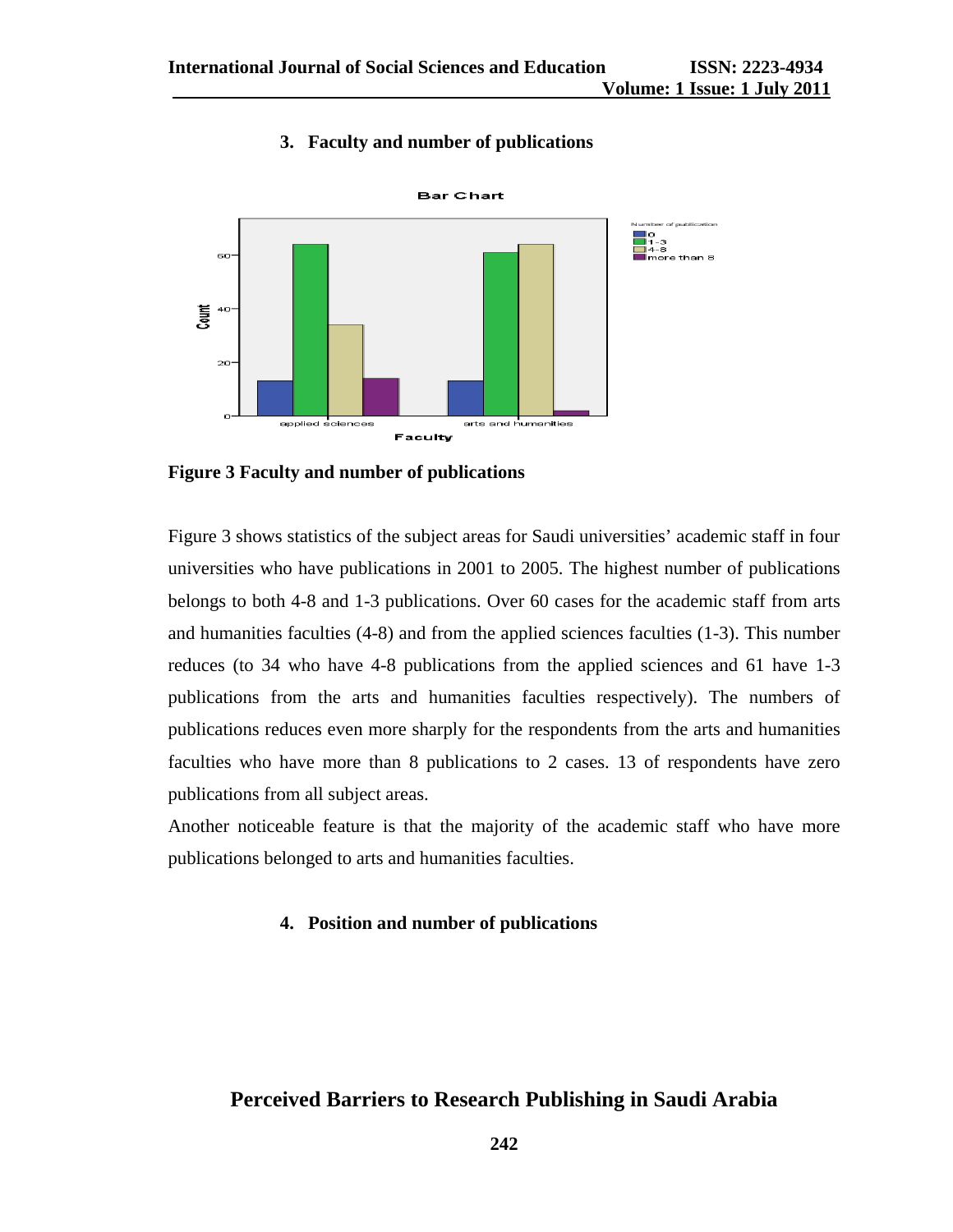### 3. Faculty and number of publications

**Figure 3 Faculty and number of publications**

Figure 3 shows statistics of the subject areas for Saudi universities' academic staff in four universities who have publications in 2001 to 2005. The highest number of publications belongs to both 4-8 and 1-3 publications. Over 60 cases for the academic staff from arts and humanities faculties (4-8) and from the applied sciences faculties (1-3). This number reduces (to 34 who have 4-8 publications from the applied sciences and 61 have 1-3 publications from the arts and humanities faculties respectively). The numbers of publications reduces even more sharply for the respondents from the arts and humanities faculties who have more than 8 publications to 2 cases. 13 of respondents have zero publications from all subject areas.

Another noticeable feature is that the majority of the academic staff who have more publications belonged to arts and humanities faculties.

### 4. Position and number of publications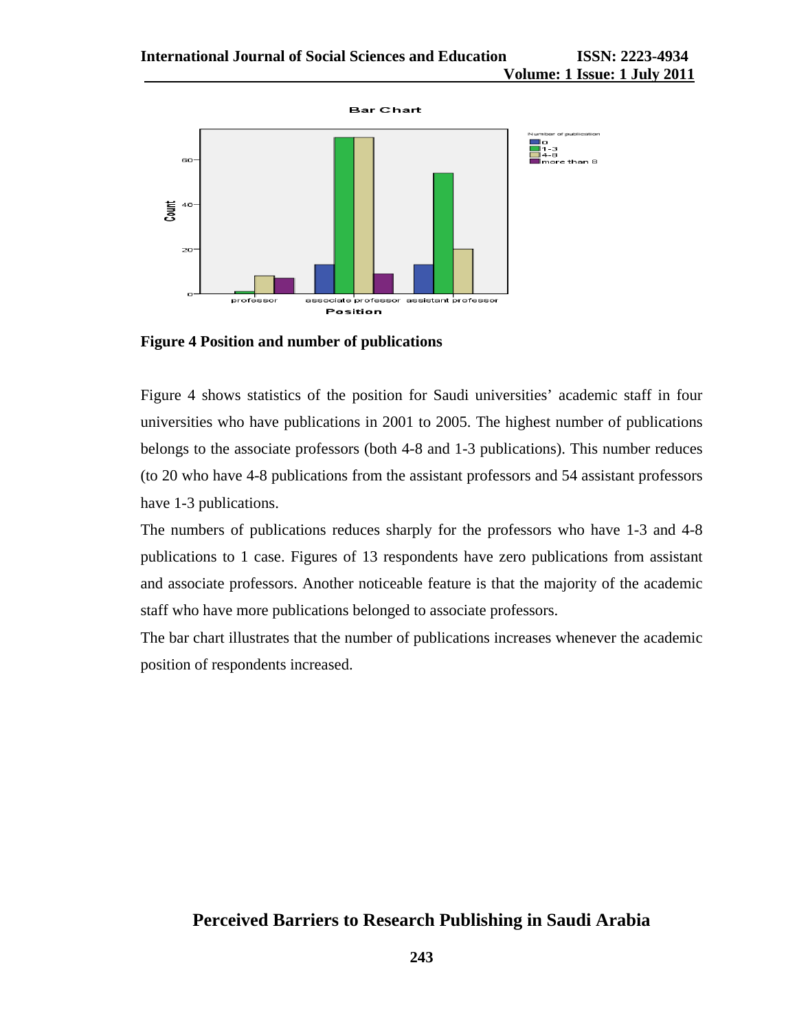**Figure 4 Position and number of publications**

Figure 4 shows statistics of the position for Saudi universities' academic staff in four universities who have publications in 2001 to 2005. The highest number of publications belongs to the associate professors (both 4-8 and 1-3 publications). This number reduces (to 20 who have 4-8 publications from the assistant professors and 54 assistant professors have 1-3 publications.

The numbers of publications reduces sharply for the professors who have 1-3 and 4-8 publications to 1 case. Figures of 13 respondents have zero publications from assistant and associate professors. Another noticeable feature is that the majority of the academic staff who have more publications belonged to associate professors.

The bar chart illustrates that the number of publications increases whenever the academic position of respondents increased.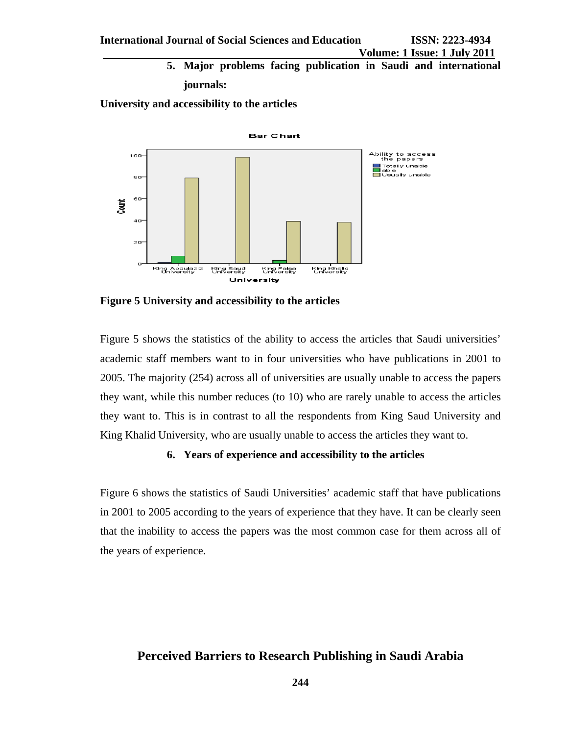5. **Major problems facing publication in Saudi and international journals:**

**University and accessibility to the articles**

**Figure 5 University and accessibility to the articles**

Figure 5 shows the statistics of the ability to access the articles that Saudi universities' academic staff members want to in four universities who have publications in 2001 to 2005. The majority (254) across all of universities are usually unable to access the papers they want, while this number reduces (to 10) who are rarely unable to access the articles they want to. This is in contrast to all the respondents from King Saud University and King Khalid University, who are usually unable to access the articles they want to.

6. **Years of experience and accessibility to the articles**

Figure 6 shows the statistics of Saudi Universities' academic staff that have publications in 2001 to 2005 according to the years of experience that they have. It can be clearly seen that the inability to access the papers was the most common case for them across all of the years of experience.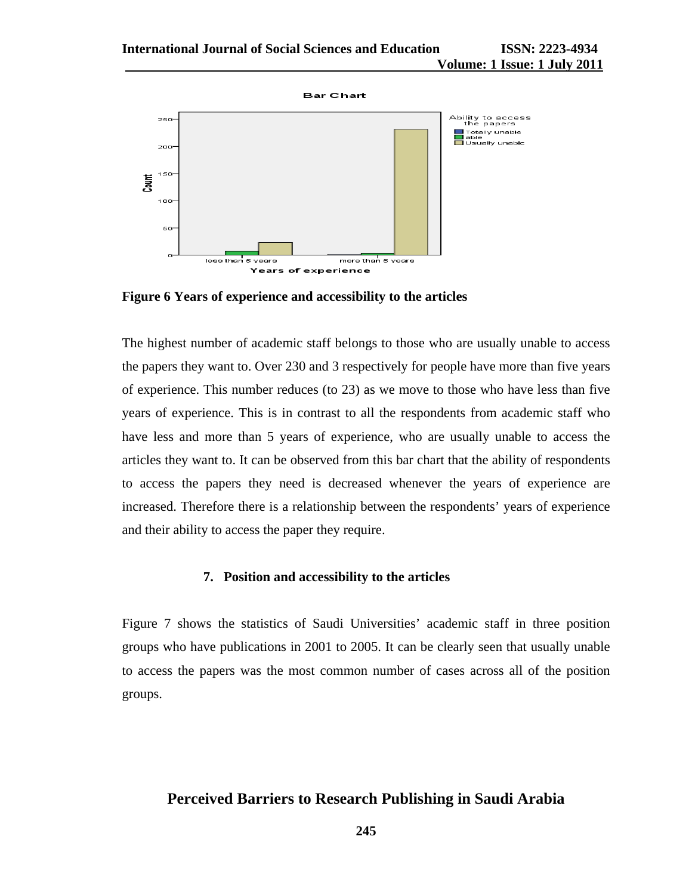**Figure 6 Years of experience and accessibility to the articles**

The highest number of academic staff belongs to those who are usually unable to access the papers they want to. Over 230 and 3 respectively for people have more than five years of experience. This number reduces (to 23) as we move to those who have less than five years of experience. This is in contrast to all the respondents from academic staff who have less and more than 5 years of experience, who are usually unable to access the articles they want to. It can be observed from this bar chart that the ability of respondents to access the papers they need is decreased whenever the years of experience are increased. Therefore there is a relationship between the respondents' years of experience and their ability to access the paper they require.

### 7. Position and accessibility to the articles

Figure 7 shows the statistics of Saudi Universities' academic staff in three position groups who have publications in 2001 to 2005. It can be clearly seen that usually unable to access the papers was the most common number of cases across all of the position groups.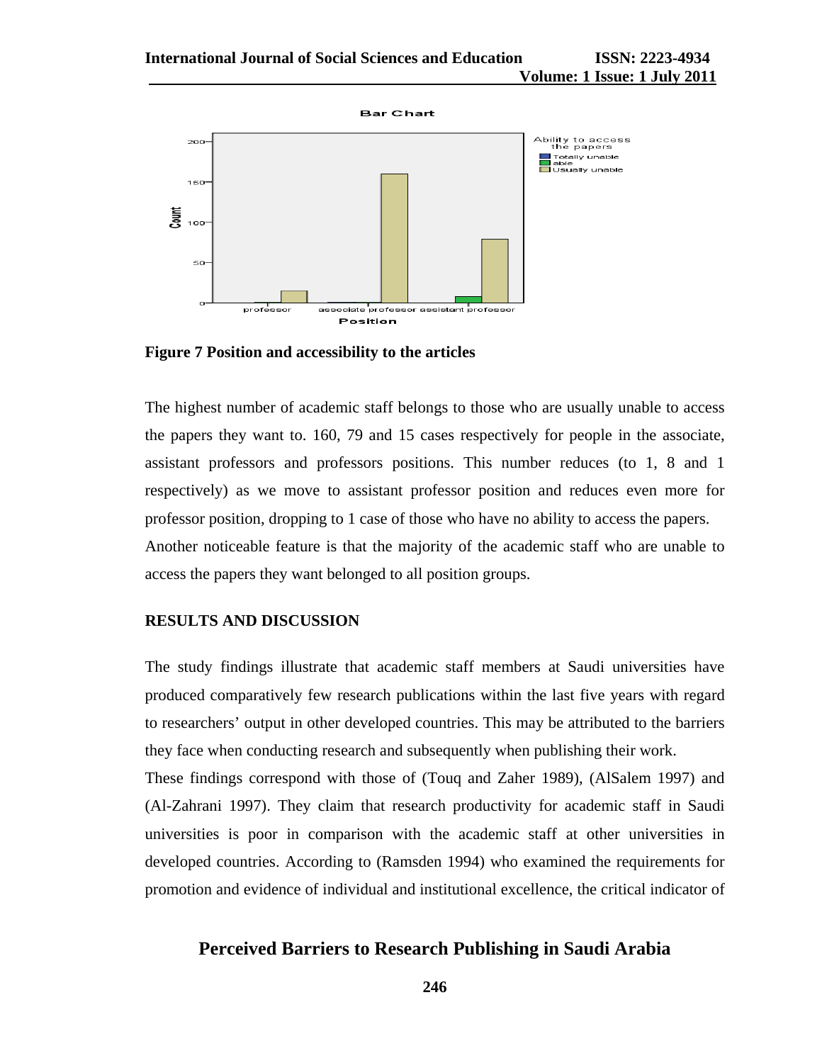**Figure 7 Position and accessibility to the articles**

The highest number of academic staff belongs to those who are usually unable to access the papers they want to. 160, 79 and 15 cases respectively for people in the associate, assistant professors and professors positions. This number reduces (to 1, 8 and 1 respectively) as we move to assistant professor position and reduces even more for professor position, dropping to 1 case of those who have no ability to access the papers. Another noticeable feature is that the majority of the academic staff who are unable to access the papers they want belonged to all position groups.

## RESULTS AND DISCUSSION

The study findings illustrate that academic staff members at Saudi universities have produced comparatively few research publications within the last five years with regard to researchers' output in other developed countries. This may be attributed to the barriers they face when conducting research and subsequently when publishing their work.

These findings correspond with those of (Touq and Zaher 1989), (AlSalem 1997) and (Al-Zahrani 1997). They claim that research productivity for academic staff in Saudi universities is poor in comparison with the academic staff at other universities in developed countries. According to (Ramsden 1994) who examined the requirements for promotion and evidence of individual and institutional excellence, the critical indicator of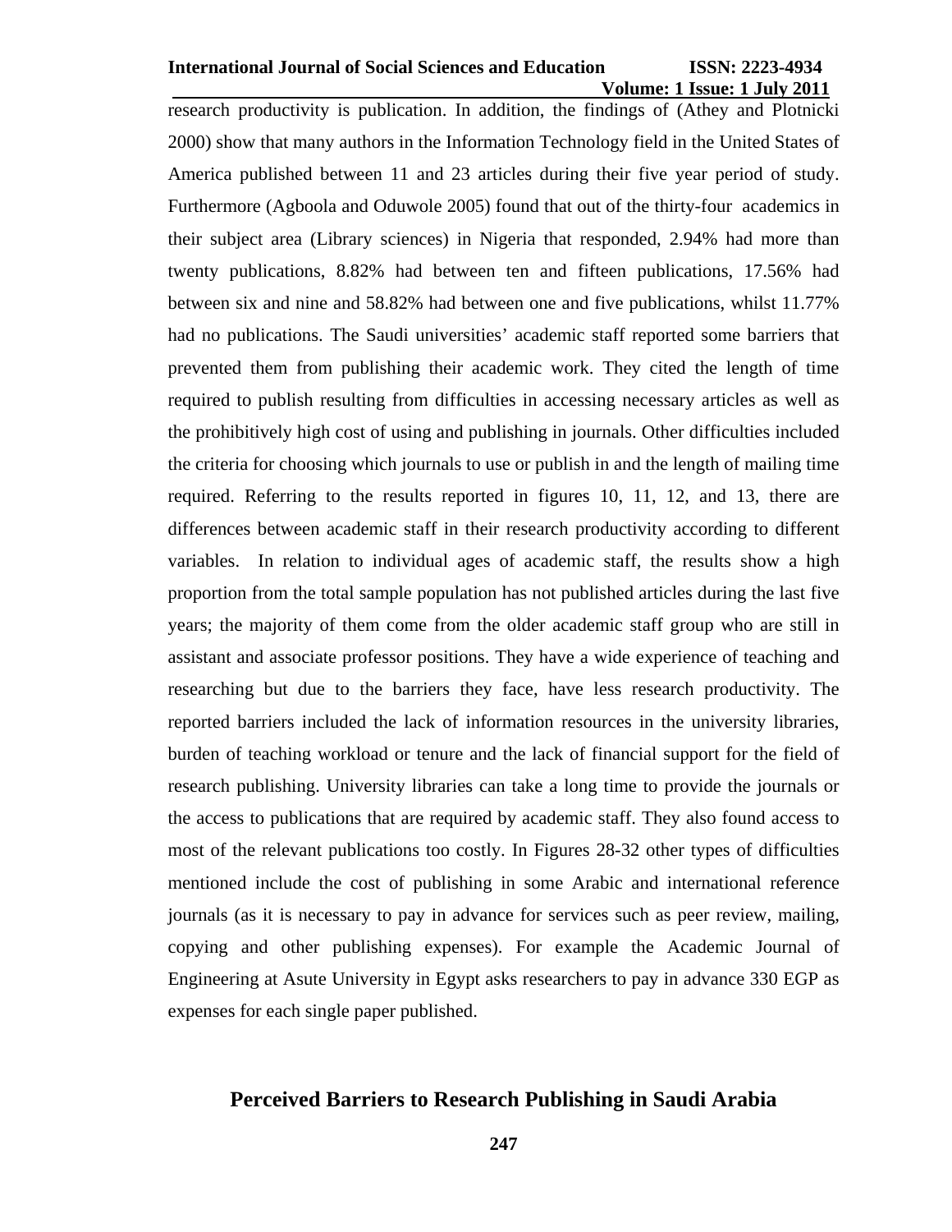research productivity is publication. In addition, the findings of (Athey and Plotnicki 2000) show that many authors in the Information Technology field in the United States of America published between 11 and 23 articles during their five year period of study. Furthermore (Agboola and Oduwole 2005) found that out of the thirty-four academics in their subject area (Library sciences) in Nigeria that responded, 2.94% had more than twenty publications, 8.82% had between ten and fifteen publications, 17.56% had between six and nine and 58.82% had between one and five publications, whilst 11.77% had no publications. The Saudi universities' academic staff reported some barriers that prevented them from publishing their academic work. They cited the length of time required to publish resulting from difficulties in accessing necessary articles as well as the prohibitively high cost of using and publishing in journals. Other difficulties included the criteria for choosing which journals to use or publish in and the length of mailing time required. Referring to the results reported in figures 10, 11, 12, and 13, there are differences between academic staff in their research productivity according to different variables. In relation to individual ages of academic staff, the results show a high proportion from the total sample population has not published articles during the last five years; the majority of them come from the older academic staff group who are still in assistant and associate professor positions. They have a wide experience of teaching and researching but due to the barriers they face, have less research productivity. The reported barriers included the lack of information resources in the university libraries, burden of teaching workload or tenure and the lack of financial support for the field of research publishing. University libraries can take a long time to provide the journals or the access to publications that are required by academic staff. They also found access to most of the relevant publications too costly. In Figures 28-32 other types of difficulties mentioned include the cost of publishing in some Arabic and international reference journals (as it is necessary to pay in advance for services such as peer review, mailing, copying and other publishing expenses). For example the Academic Journal of Engineering at Asute University in Egypt asks researchers to pay in advance 330 EGP as expenses for each single paper published.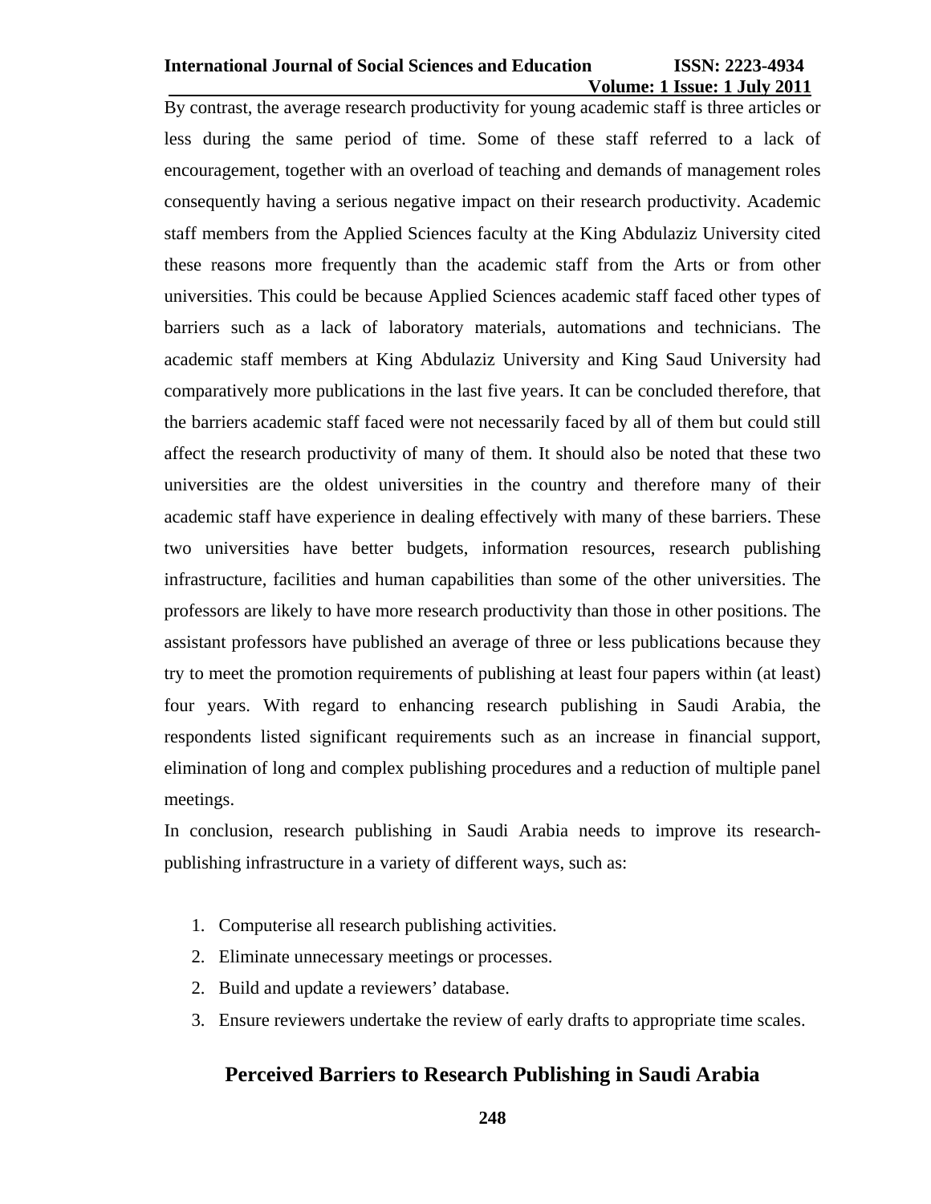By contrast, the average research productivity for young academic staff is three articles or less during the same period of time. Some of these staff referred to a lack of encouragement, together with an overload of teaching and demands of management roles consequently having a serious negative impact on their research productivity. Academic staff members from the Applied Sciences faculty at the King Abdulaziz University cited these reasons more frequently than the academic staff from the Arts or from other universities. This could be because Applied Sciences academic staff faced other types of barriers such as a lack of laboratory materials, automations and technicians. The academic staff members at King Abdulaziz University and King Saud University had comparatively more publications in the last five years. It can be concluded therefore, that the barriers academic staff faced were not necessarily faced by all of them but could still affect the research productivity of many of them. It should also be noted that these two universities are the oldest universities in the country and therefore many of their academic staff have experience in dealing effectively with many of these barriers. These two universities have better budgets, information resources, research publishing infrastructure, facilities and human capabilities than some of the other universities. The professors are likely to have more research productivity than those in other positions. The assistant professors have published an average of three or less publications because they try to meet the promotion requirements of publishing at least four papers within (at least) four years. With regard to enhancing research publishing in Saudi Arabia, the respondents listed significant requirements such as an increase in financial support, elimination of long and complex publishing procedures and a reduction of multiple panel meetings.

In conclusion, research publishing in Saudi Arabia needs to improve its research-publishing infrastructure in a variety of different ways, such as:

1. Computerise all research publishing activities.
2. Eliminate unnecessary meetings or processes.
2. Build and update a reviewers' database.
3. Ensure reviewers undertake the review of early drafts to appropriate time scales.

## Perceived Barriers to Research Publishing in Saudi Arabia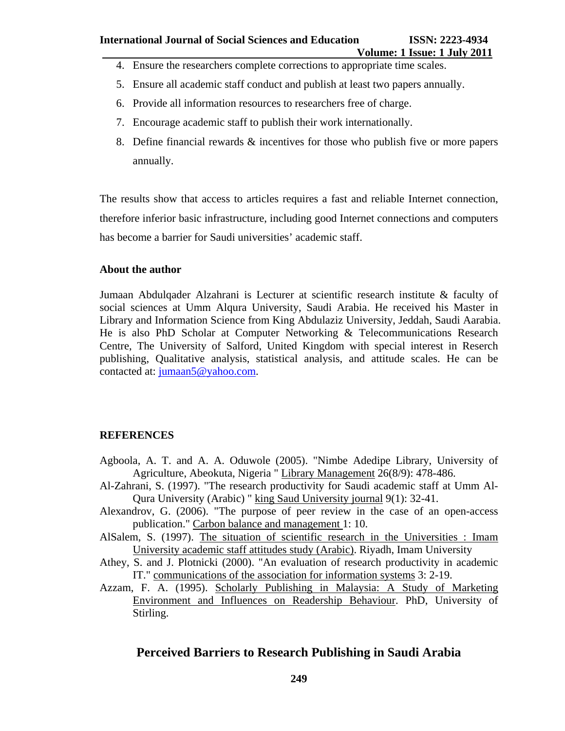4. Ensure the researchers complete corrections to appropriate time scales.
5. Ensure all academic staff conduct and publish at least two papers annually.
6. Provide all information resources to researchers free of charge.
7. Encourage academic staff to publish their work internationally.
8. Define financial rewards & incentives for those who publish five or more papers annually.

The results show that access to articles requires a fast and reliable Internet connection, therefore inferior basic infrastructure, including good Internet connections and computers has become a barrier for Saudi universities' academic staff.

### About the author

Jumaan Abdulqader Alzahrani is Lecturer at scientific research institute & faculty of social sciences at Umm Alqura University, Saudi Arabia. He received his Master in Library and Information Science from King Abdulaziz University, Jeddah, Saudi Aarabia. He is also PhD Scholar at Computer Networking & Telecommunications Research Centre, The University of Salford, United Kingdom with special interest in Reserch publishing, Qualitative analysis, statistical analysis, and attitude scales. He can be contacted at: jumaan5@yahoo.com.

## REFERENCES

Agboola, A. T. and A. A. Oduwole (2005). "Nimbe Adedipe Library, University of Agriculture, Abeokuta, Nigeria " Library Management 26(8/9): 478-486.

Al-Zahrani, S. (1997). "The research productivity for Saudi academic staff at Umm Al-Qura University (Arabic) " king Saud University journal 9(1): 32-41.

Alexandrov, G. (2006). "The purpose of peer review in the case of an open-access publication." Carbon balance and management 1: 10.

AlSalem, S. (1997). The situation of scientific research in the Universities : Imam University academic staff attitudes study (Arabic). Riyadh, Imam University

Athey, S. and J. Plotnicki (2000). "An evaluation of research productivity in academic IT." communications of the association for information systems 3: 2-19.

Azzam, F. A. (1995). Scholarly Publishing in Malaysia: A Study of Marketing Environment and Influences on Readership Behaviour. PhD, University of Stirling.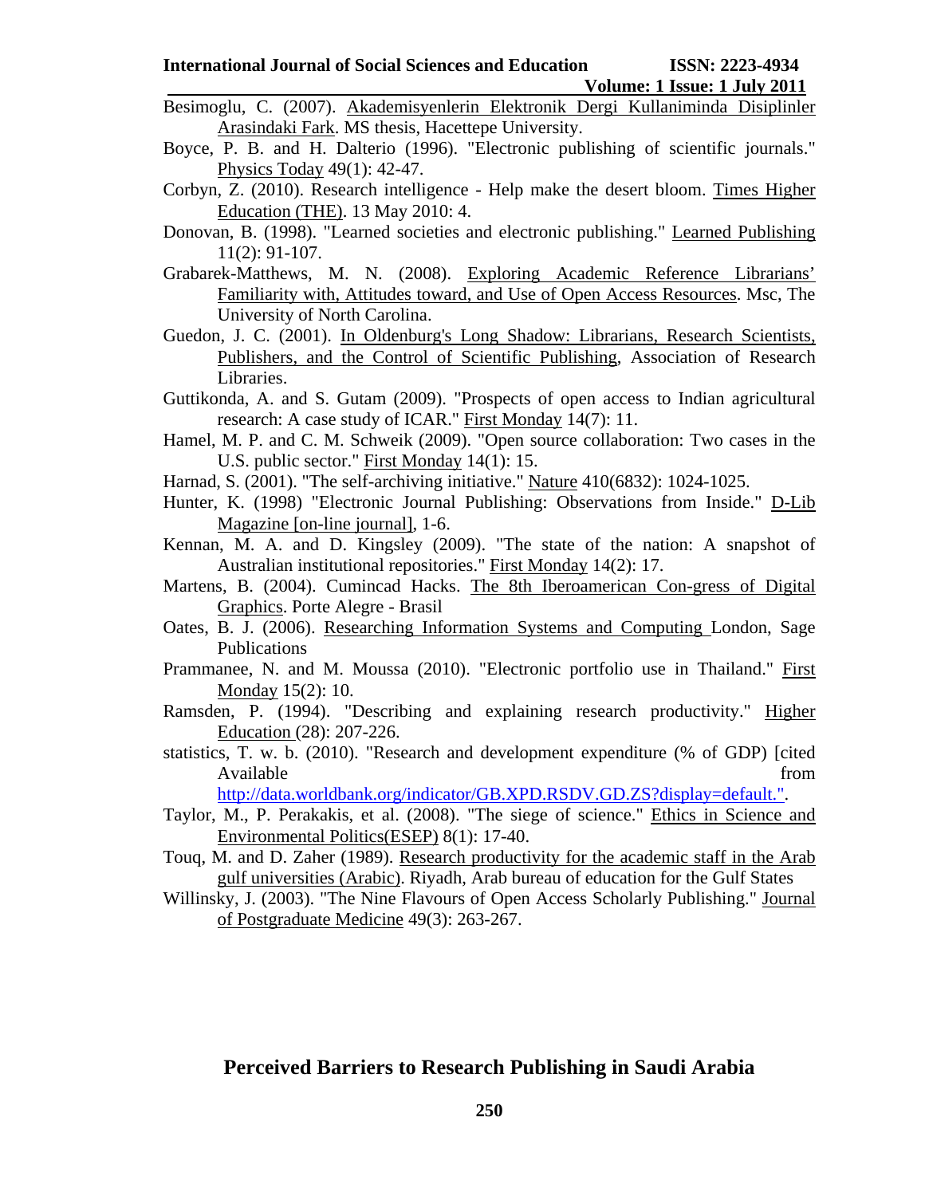Besimoglu, C. (2007). Akademisyenlerin Elektronik Dergi Kullaniminda Disiplinler Arasindaki Fark. MS thesis, Hacettepe University.

Boyce, P. B. and H. Dalterio (1996). "Electronic publishing of scientific journals." Physics Today 49(1): 42-47.

Corbyn, Z. (2010). Research intelligence - Help make the desert bloom. Times Higher Education (THE). 13 May 2010: 4.

Donovan, B. (1998). "Learned societies and electronic publishing." Learned Publishing 11(2): 91-107.

Grabarek-Matthews, M. N. (2008). Exploring Academic Reference Librarians' Familiarity with, Attitudes toward, and Use of Open Access Resources. Msc, The University of North Carolina.

Guedon, J. C. (2001). In Oldenburg's Long Shadow: Librarians, Research Scientists, Publishers, and the Control of Scientific Publishing, Association of Research Libraries.

Guttikonda, A. and S. Gutam (2009). "Prospects of open access to Indian agricultural research: A case study of ICAR." First Monday 14(7): 11.

Hamel, M. P. and C. M. Schweik (2009). "Open source collaboration: Two cases in the U.S. public sector." First Monday 14(1): 15.

Harnad, S. (2001). "The self-archiving initiative." Nature 410(6832): 1024-1025.

Hunter, K. (1998) "Electronic Journal Publishing: Observations from Inside." D-Lib Magazine [on-line journal], 1-6.

Kennan, M. A. and D. Kingsley (2009). "The state of the nation: A snapshot of Australian institutional repositories." First Monday 14(2): 17.

Martens, B. (2004). Cumincad Hacks. The 8th Iberoamerican Con-gress of Digital Graphics. Porte Alegre - Brasil

Oates, B. J. (2006). Researching Information Systems and Computing London, Sage Publications

Prammanee, N. and M. Moussa (2010). "Electronic portfolio use in Thailand." First Monday 15(2): 10.

Ramsden, P. (1994). "Describing and explaining research productivity." Higher Education (28): 207-226.

statistics, T. w. b. (2010). "Research and development expenditure (% of GDP) [cited Available from http://data.worldbank.org/indicator/GB.XPD.RSDV.GD.ZS?display=default.".

Taylor, M., P. Perakakis, et al. (2008). "The siege of science." Ethics in Science and Environmental Politics(ESEP) 8(1): 17-40.

Touq, M. and D. Zaher (1989). Research productivity for the academic staff in the Arab gulf universities (Arabic). Riyadh, Arab bureau of education for the Gulf States

Willinsky, J. (2003). "The Nine Flavours of Open Access Scholarly Publishing." Journal of Postgraduate Medicine 49(3): 263-267.